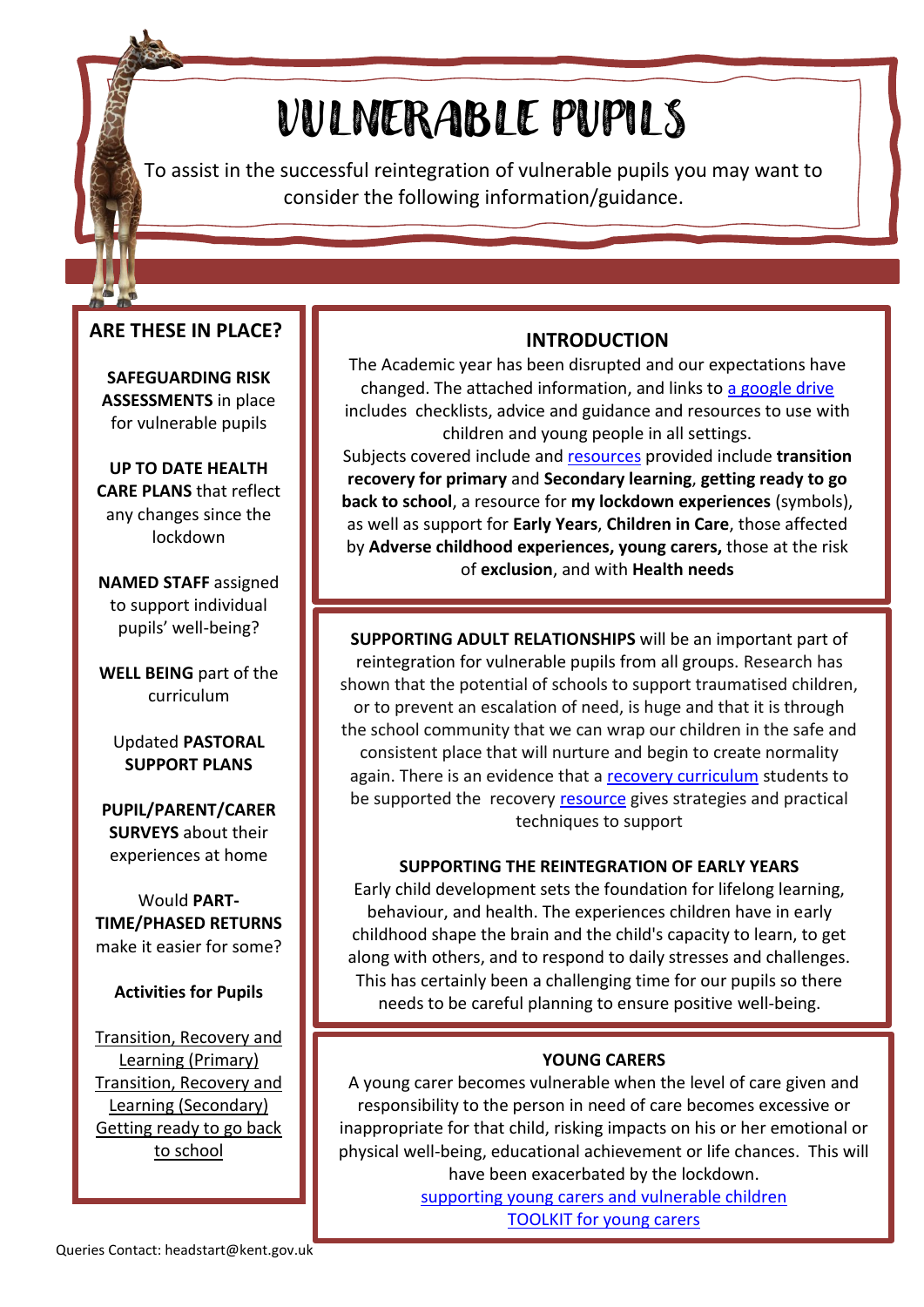# VULNERABLE PUPILS

To assist in the successful reintegration of vulnerable pupils you may want to consider the following information/guidance.

## ARE THESE IN PLACE?

**SAFEGUARDING RISK ASSESSMENTS** in place for vulnerable pupils

**UP TO DATE HEALTH CARE PLANS** that reflect any changes since the lockdown

**NAMED STAFF** assigned to support individual pupils' well-being?

**WELL BEING** part of the curriculum

Updated **PASTORAL SUPPORT PLANS**

**PUPIL/PARENT/CARER SURVEYS** about their experiences at home

Would **PART-TIME/PHASED RETURNS** make it easier for some?

**Activities for Pupils**

Transition, Recovery and Learning (Primary)
Transition, Recovery and Learning (Secondary)
Getting ready to go back to school

## INTRODUCTION

The Academic year has been disrupted and our expectations have changed. The attached information, and links to a google drive includes checklists, advice and guidance and resources to use with children and young people in all settings.

Subjects covered include and resources provided include **transition recovery for primary** and **Secondary learning**, **getting ready to go back to school**, a resource for **my lockdown experiences** (symbols), as well as support for **Early Years**, **Children in Care**, those affected by **Adverse childhood experiences, young carers,** those at the risk of **exclusion**, and with **Health needs**

**SUPPORTING ADULT RELATIONSHIPS** will be an important part of reintegration for vulnerable pupils from all groups. Research has shown that the potential of schools to support traumatised children, or to prevent an escalation of need, is huge and that it is through the school community that we can wrap our children in the safe and consistent place that will nurture and begin to create normality again. There is an evidence that a recovery curriculum students to be supported the recovery resource gives strategies and practical techniques to support

### SUPPORTING THE REINTEGRATION OF EARLY YEARS

Early child development sets the foundation for lifelong learning, behaviour, and health. The experiences children have in early childhood shape the brain and the child's capacity to learn, to get along with others, and to respond to daily stresses and challenges. This has certainly been a challenging time for our pupils so there needs to be careful planning to ensure positive well-being.

### YOUNG CARERS

A young carer becomes vulnerable when the level of care given and responsibility to the person in need of care becomes excessive or inappropriate for that child, risking impacts on his or her emotional or physical well-being, educational achievement or life chances. This will have been exacerbated by the lockdown.

supporting young carers and vulnerable children
TOOLKIT for young carers

Queries Contact: headstart@kent.gov.uk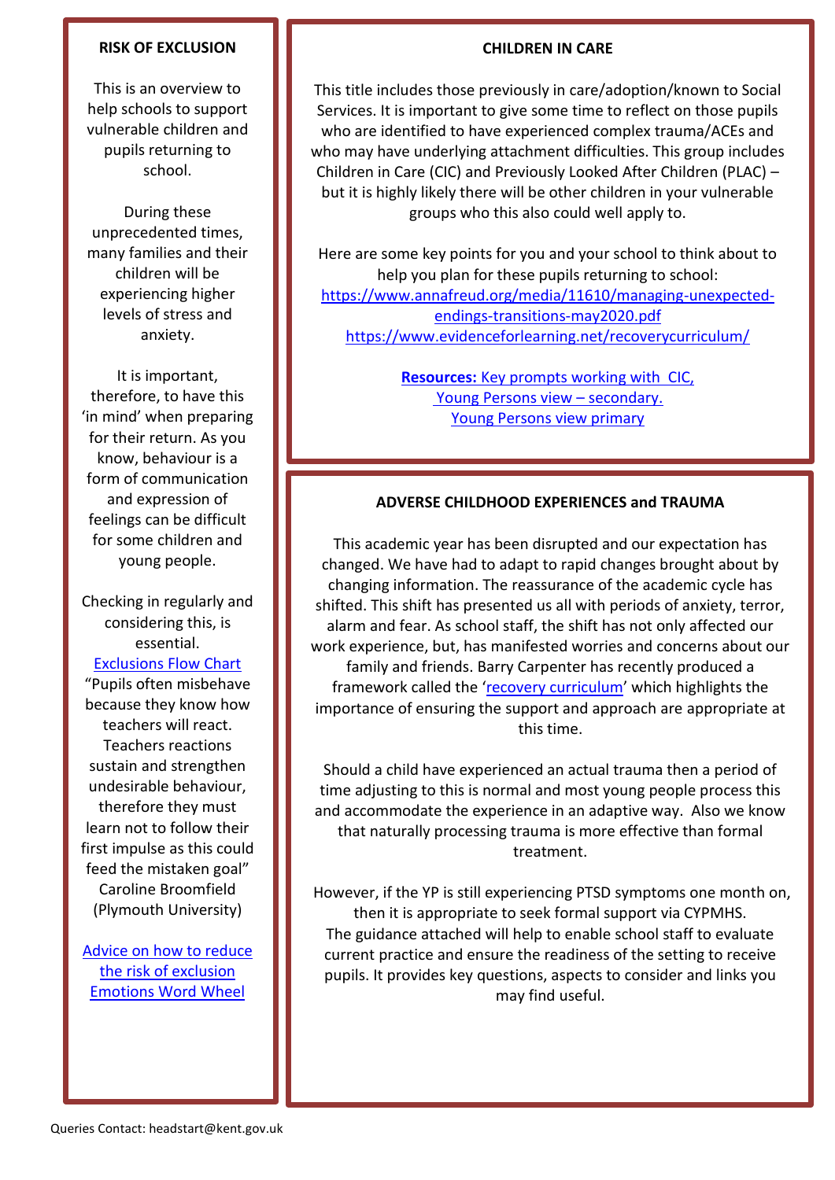## RISK OF EXCLUSION

This is an overview to help schools to support vulnerable children and pupils returning to school.

During these unprecedented times, many families and their children will be experiencing higher levels of stress and anxiety.

It is important, therefore, to have this 'in mind' when preparing for their return. As you know, behaviour is a form of communication and expression of feelings can be difficult for some children and young people.

Checking in regularly and considering this, is essential.

Exclusions Flow Chart

"Pupils often misbehave because they know how teachers will react. Teachers reactions sustain and strengthen undesirable behaviour, therefore they must learn not to follow their first impulse as this could feed the mistaken goal" Caroline Broomfield (Plymouth University)

Advice on how to reduce the risk of exclusion

Emotions Word Wheel

## CHILDREN IN CARE

This title includes those previously in care/adoption/known to Social Services. It is important to give some time to reflect on those pupils who are identified to have experienced complex trauma/ACEs and who may have underlying attachment difficulties. This group includes Children in Care (CIC) and Previously Looked After Children (PLAC) – but it is highly likely there will be other children in your vulnerable groups who this also could well apply to.

Here are some key points for you and your school to think about to help you plan for these pupils returning to school:

https://www.annafreud.org/media/11610/managing-unexpected-endings-transitions-may2020.pdf

https://www.evidenceforlearning.net/recoverycurriculum/

**Resources:** Key prompts working with CIC,

Young Persons view – secondary.

Young Persons view primary

## ADVERSE CHILDHOOD EXPERIENCES and TRAUMA

This academic year has been disrupted and our expectation has changed. We have had to adapt to rapid changes brought about by changing information. The reassurance of the academic cycle has shifted. This shift has presented us all with periods of anxiety, terror, alarm and fear. As school staff, the shift has not only affected our work experience, but, has manifested worries and concerns about our family and friends. Barry Carpenter has recently produced a framework called the 'recovery curriculum' which highlights the importance of ensuring the support and approach are appropriate at this time.

Should a child have experienced an actual trauma then a period of time adjusting to this is normal and most young people process this and accommodate the experience in an adaptive way. Also we know that naturally processing trauma is more effective than formal treatment.

However, if the YP is still experiencing PTSD symptoms one month on, then it is appropriate to seek formal support via CYPMHS.

The guidance attached will help to enable school staff to evaluate current practice and ensure the readiness of the setting to receive pupils. It provides key questions, aspects to consider and links you may find useful.

Queries Contact: headstart@kent.gov.uk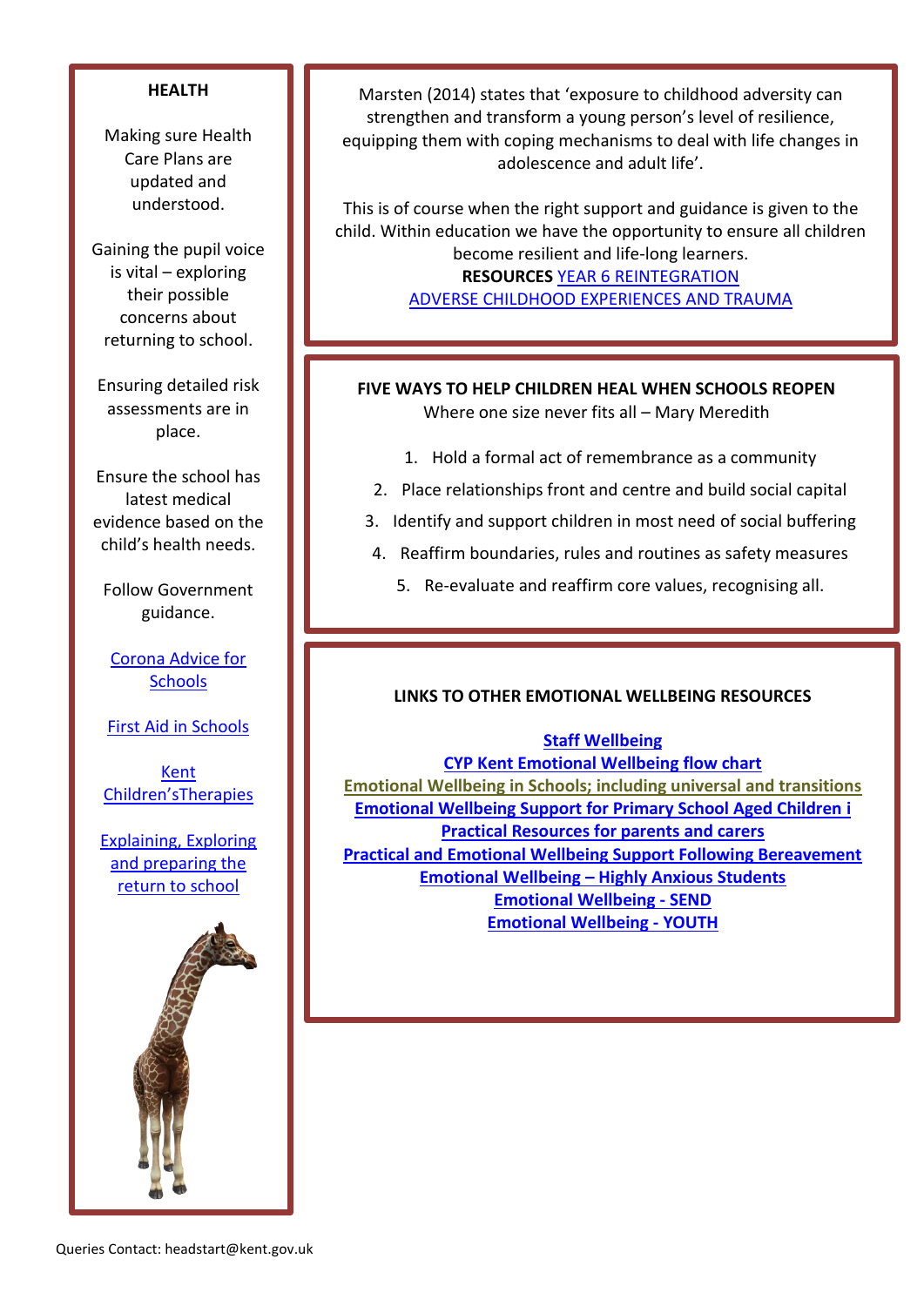## HEALTH

Making sure Health Care Plans are updated and understood.

Gaining the pupil voice is vital – exploring their possible concerns about returning to school.

Ensuring detailed risk assessments are in place.

Ensure the school has latest medical evidence based on the child's health needs.

Follow Government guidance.

Corona Advice for Schools

First Aid in Schools

Kent Children'sTherapies

Explaining, Exploring and preparing the return to school

Marsten (2014) states that 'exposure to childhood adversity can strengthen and transform a young person's level of resilience, equipping them with coping mechanisms to deal with life changes in adolescence and adult life'.

This is of course when the right support and guidance is given to the child. Within education we have the opportunity to ensure all children become resilient and life-long learners.

**RESOURCES** YEAR 6 REINTEGRATION
ADVERSE CHILDHOOD EXPERIENCES AND TRAUMA

## FIVE WAYS TO HELP CHILDREN HEAL WHEN SCHOOLS REOPEN

Where one size never fits all – Mary Meredith

1. Hold a formal act of remembrance as a community
2. Place relationships front and centre and build social capital
3. Identify and support children in most need of social buffering
4. Reaffirm boundaries, rules and routines as safety measures
5. Re-evaluate and reaffirm core values, recognising all.

## LINKS TO OTHER EMOTIONAL WELLBEING RESOURCES

**Staff Wellbeing**
**CYP Kent Emotional Wellbeing flow chart**
**Emotional Wellbeing in Schools; including universal and transitions**
**Emotional Wellbeing Support for Primary School Aged Children i**
**Practical Resources for parents and carers**
**Practical and Emotional Wellbeing Support Following Bereavement**
**Emotional Wellbeing – Highly Anxious Students**
**Emotional Wellbeing - SEND**
**Emotional Wellbeing - YOUTH**

Queries Contact: headstart@kent.gov.uk